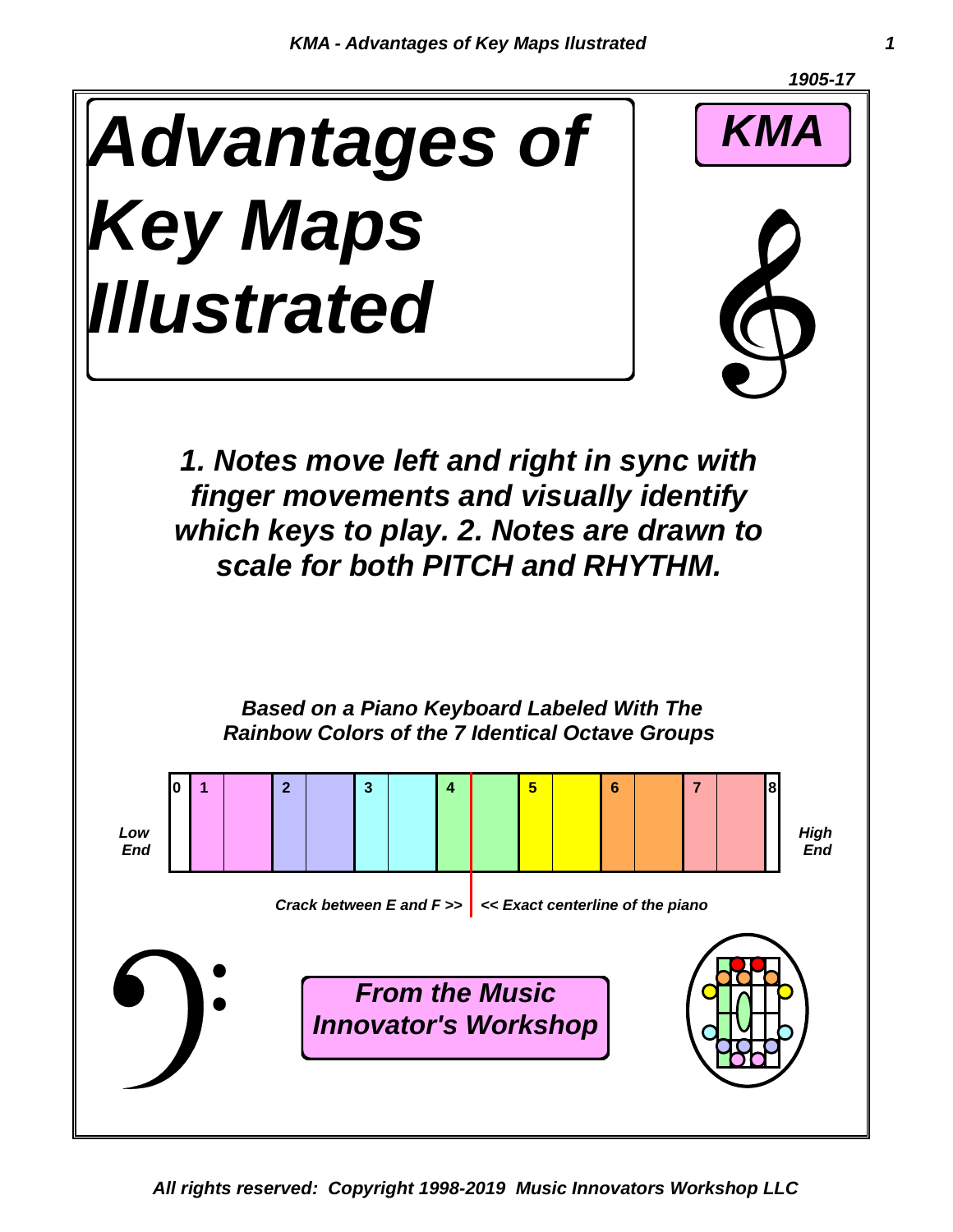1905-17

# Advantages of Key Maps Illustrated

**KMA**

***1. Notes move left and right in sync with finger movements and visually identify which keys to play. 2. Notes are drawn to scale for both PITCH and RHYTHM.***

***Based on a Piano Keyboard Labeled With The Rainbow Colors of the 7 Identical Octave Groups***

*Low End* 0 1 2 3 4 5 6 7 8 *High End*

*Crack between E and F >>* | *<< Exact centerline of the piano*

***From the Music Innovator's Workshop***

***All rights reserved: Copyright 1998-2019 Music Innovators Workshop LLC***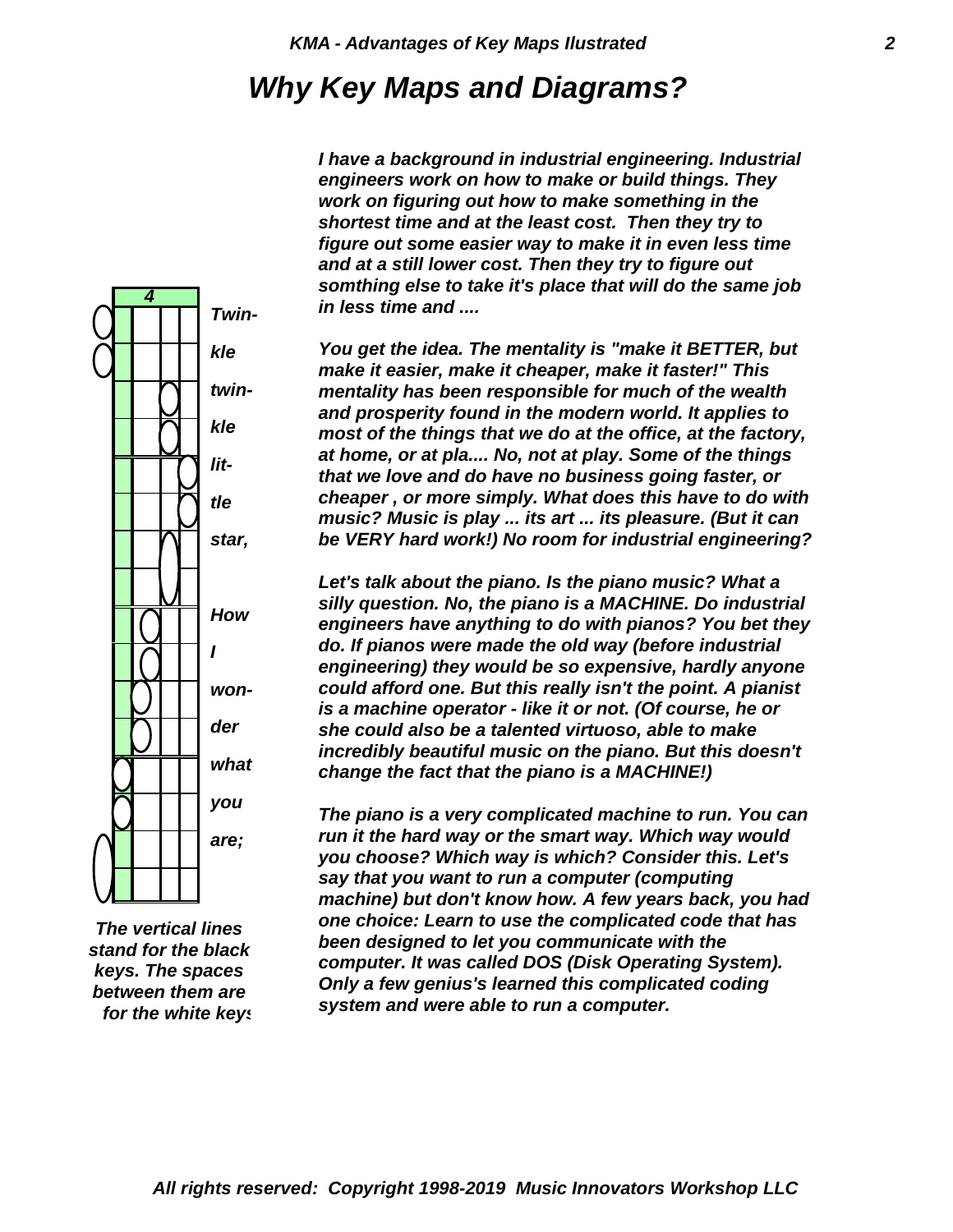# *Why Key Maps and Diagrams?*

4

*Twin-*

*kle*

*twin-*

*kle*

*lit-*

*tle*

*star,*

*How*

*I*

*won-*

*der*

*what*

*you*

*are;*

***The vertical lines stand for the black keys. The spaces between them are for the white keys***

***I have a background in industrial engineering. Industrial engineers work on how to make or build things. They work on figuring out how to make something in the shortest time and at the least cost. Then they try to figure out some easier way to make it in even less time and at a still lower cost. Then they try to figure out somthing else to take it's place that will do the same job in less time and ....***

***You get the idea. The mentality is "make it BETTER, but make it easier, make it cheaper, make it faster!" This mentality has been responsible for much of the wealth and prosperity found in the modern world. It applies to most of the things that we do at the office, at the factory, at home, or at pla.... No, not at play. Some of the things that we love and do have no business going faster, or cheaper , or more simply. What does this have to do with music? Music is play ... its art ... its pleasure. (But it can be VERY hard work!) No room for industrial engineering?***

***Let's talk about the piano. Is the piano music? What a silly question. No, the piano is a MACHINE. Do industrial engineers have anything to do with pianos? You bet they do. If pianos were made the old way (before industrial engineering) they would be so expensive, hardly anyone could afford one. But this really isn't the point. A pianist is a machine operator - like it or not. (Of course, he or she could also be a talented virtuoso, able to make incredibly beautiful music on the piano. But this doesn't change the fact that the piano is a MACHINE!)***

***The piano is a very complicated machine to run. You can run it the hard way or the smart way. Which way would you choose? Which way is which? Consider this. Let's say that you want to run a computer (computing machine) but don't know how. A few years back, you had one choice: Learn to use the complicated code that has been designed to let you communicate with the computer. It was called DOS (Disk Operating System). Only a few genius's learned this complicated coding system and were able to run a computer.***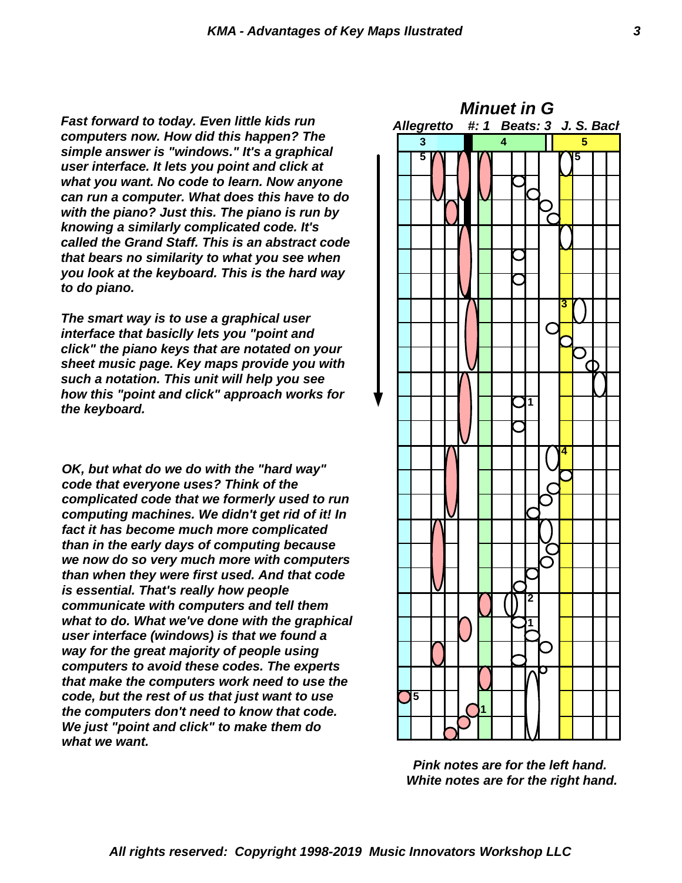*Fast forward to today. Even little kids run computers now. How did this happen? The simple answer is "windows." It's a graphical user interface. It lets you point and click at what you want. No code to learn. Now anyone can run a computer. What does this have to do with the piano? Just this. The piano is run by knowing a similarly complicated code. It's called the Grand Staff. This is an abstract code that bears no similarity to what you see when you look at the keyboard. This is the hard way to do piano.*

*The smart way is to use a graphical user interface that basiclly lets you "point and click" the piano keys that are notated on your sheet music page. Key maps provide you with such a notation. This unit will help you see how this "point and click" approach works for the keyboard.*

*OK, but what do we do with the "hard way" code that everyone uses? Think of the complicated code that we formerly used to run computing machines. We didn't get rid of it! In fact it has become much more complicated than in the early days of computing because we now do so very much more with computers than when they were first used. And that code is essential. That's really how people communicate with computers and tell them what to do. What we've done with the graphical user interface (windows) is that we found a way for the great majority of people using computers to avoid these codes. The experts that make the computers work need to use the code, but the rest of us that just want to use the computers don't need to know that code. We just "point and click" to make them do what we want.*

## *Minuet in G*

*Allegretto #: 1 Beats: 3 J. S. Bach*

*Pink notes are for the left hand.*
*White notes are for the right hand.*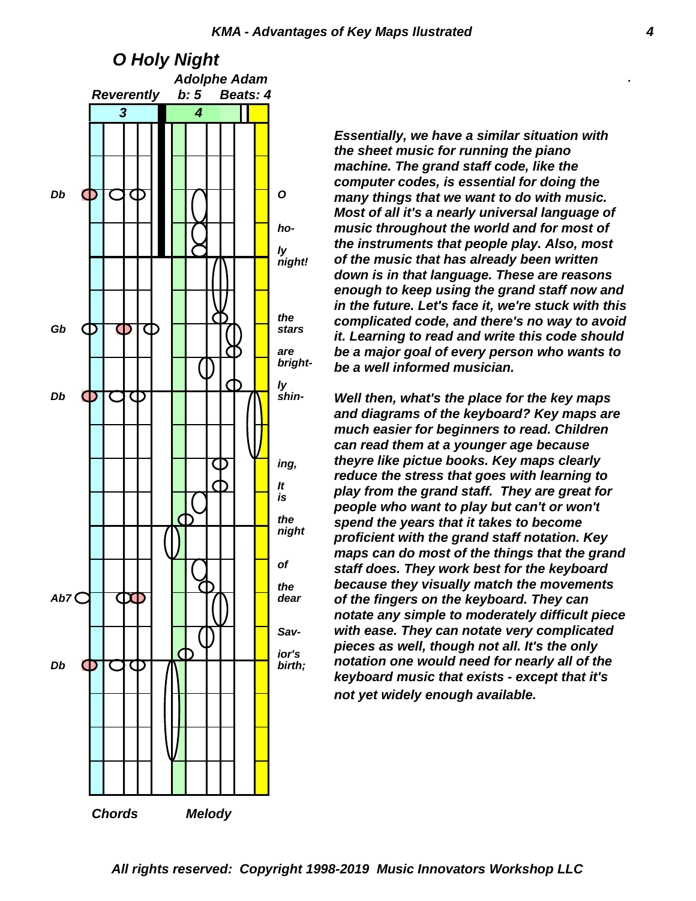## O Holy Night

*Adolphe Adam*

*Reverently b: 5 Beats: 4*

Db — O ho- ly night!
Gb — the stars are bright- ly
Db — shin- ing, It is the night of the
Ab7 — dear Sav- ior's
Db — birth;

*Chords* *Melody*

***Essentially, we have a similar situation with the sheet music for running the piano machine. The grand staff code, like the computer codes, is essential for doing the many things that we want to do with music. Most of all it's a nearly universal language of music throughout the world and for most of the instruments that people play. Also, most of the music that has already been written down is in that language. These are reasons enough to keep using the grand staff now and in the future. Let's face it, we're stuck with this complicated code, and there's no way to avoid it. Learning to read and write this code should be a major goal of every person who wants to be a well informed musician.***

***Well then, what's the place for the key maps and diagrams of the keyboard? Key maps are much easier for beginners to read. Children can read them at a younger age because theyre like pictue books. Key maps clearly reduce the stress that goes with learning to play from the grand staff. They are great for people who want to play but can't or won't spend the years that it takes to become proficient with the grand staff notation. Key maps can do most of the things that the grand staff does. They work best for the keyboard because they visually match the movements of the fingers on the keyboard. They can notate any simple to moderately difficult piece with ease. They can notate very complicated pieces as well, though not all. It's the only notation one would need for nearly all of the keyboard music that exists - except that it's not yet widely enough available.***

*All rights reserved: Copyright 1998-2019 Music Innovators Workshop LLC*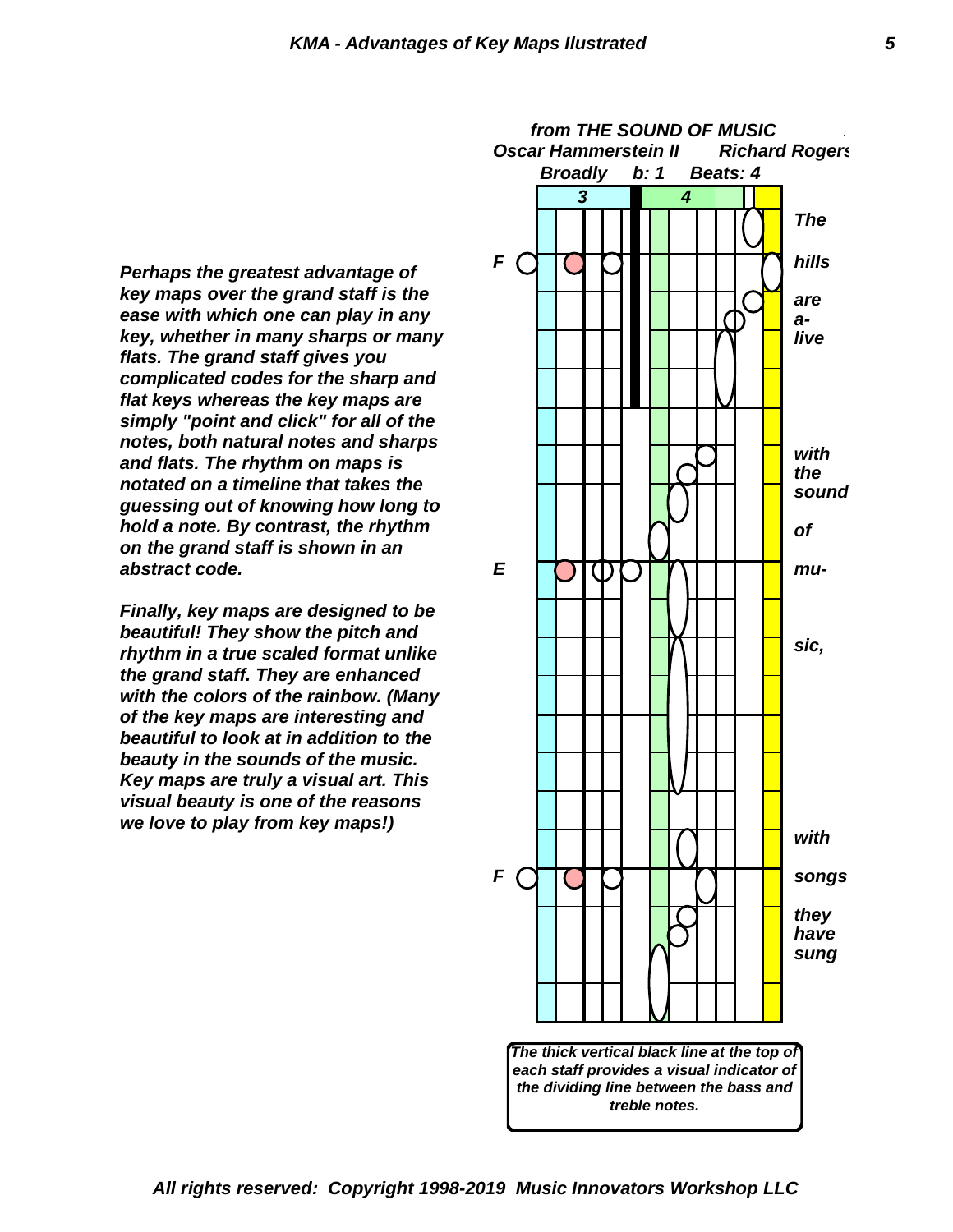*Perhaps the greatest advantage of key maps over the grand staff is the ease with which one can play in any key, whether in many sharps or many flats. The grand staff gives you complicated codes for the sharp and flat keys whereas the key maps are simply "point and click" for all of the notes, both natural notes and sharps and flats. The rhythm on maps is notated on a timeline that takes the guessing out of knowing how long to hold a note. By contrast, the rhythm on the grand staff is shown in an abstract code.*

*Finally, key maps are designed to be beautiful! They show the pitch and rhythm in a true scaled format unlike the grand staff. They are enhanced with the colors of the rainbow. (Many of the key maps are interesting and beautiful to look at in addition to the beauty in the sounds of the music. Key maps are truly a visual art. This visual beauty is one of the reasons we love to play from key maps!)*

*from THE SOUND OF MUSIC*

*Oscar Hammerstein II　　Richard Rogers*

*Broadly　b: 1　Beats: 4*

3　4

F

E

F

The hills are a- live with the sound of mu- sic, with songs they have sung

*The thick vertical black line at the top of each staff provides a visual indicator of the dividing line between the bass and treble notes.*

*All rights reserved: Copyright 1998-2019 Music Innovators Workshop LLC*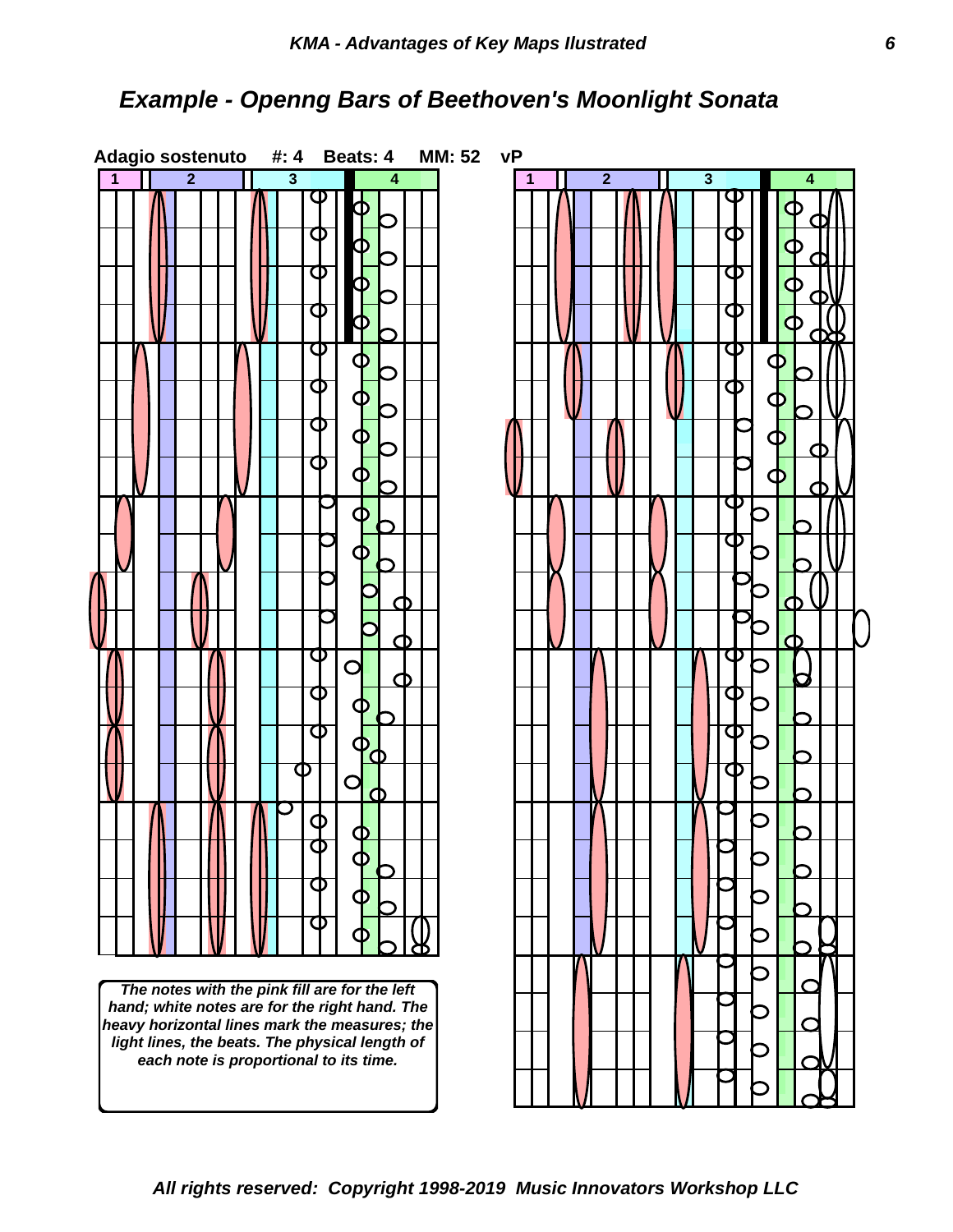## *Example - Openng Bars of Beethoven's Moonlight Sonata*

**Adagio sostenuto #: 4 Beats: 4 MM: 52 vP**

***The notes with the pink fill are for the left hand; white notes are for the right hand. The heavy horizontal lines mark the measures; the light lines, the beats. The physical length of each note is proportional to its time.***

***All rights reserved: Copyright 1998-2019 Music Innovators Workshop LLC***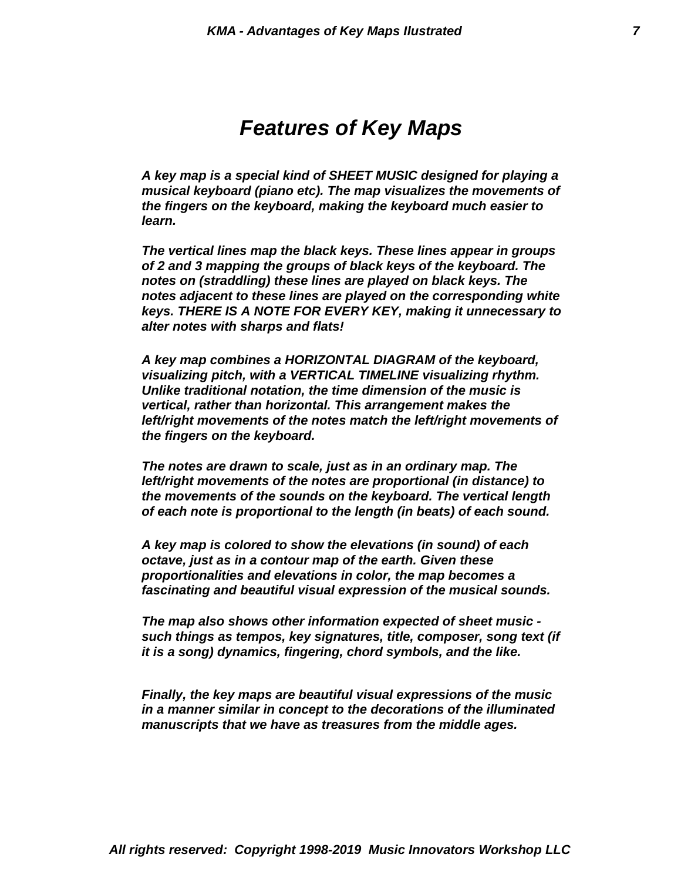# *Features of Key Maps*

***A key map is a special kind of SHEET MUSIC designed for playing a musical keyboard (piano etc). The map visualizes the movements of the fingers on the keyboard, making the keyboard much easier to learn.***

***The vertical lines map the black keys. These lines appear in groups of 2 and 3 mapping the groups of black keys of the keyboard. The notes on (straddling) these lines are played on black keys. The notes adjacent to these lines are played on the corresponding white keys. THERE IS A NOTE FOR EVERY KEY, making it unnecessary to alter notes with sharps and flats!***

***A key map combines a HORIZONTAL DIAGRAM of the keyboard, visualizing pitch, with a VERTICAL TIMELINE visualizing rhythm. Unlike traditional notation, the time dimension of the music is vertical, rather than horizontal. This arrangement makes the left/right movements of the notes match the left/right movements of the fingers on the keyboard.***

***The notes are drawn to scale, just as in an ordinary map. The left/right movements of the notes are proportional (in distance) to the movements of the sounds on the keyboard. The vertical length of each note is proportional to the length (in beats) of each sound.***

***A key map is colored to show the elevations (in sound) of each octave, just as in a contour map of the earth. Given these proportionalities and elevations in color, the map becomes a fascinating and beautiful visual expression of the musical sounds.***

***The map also shows other information expected of sheet music - such things as tempos, key signatures, title, composer, song text (if it is a song) dynamics, fingering, chord symbols, and the like.***

***Finally, the key maps are beautiful visual expressions of the music in a manner similar in concept to the decorations of the illuminated manuscripts that we have as treasures from the middle ages.***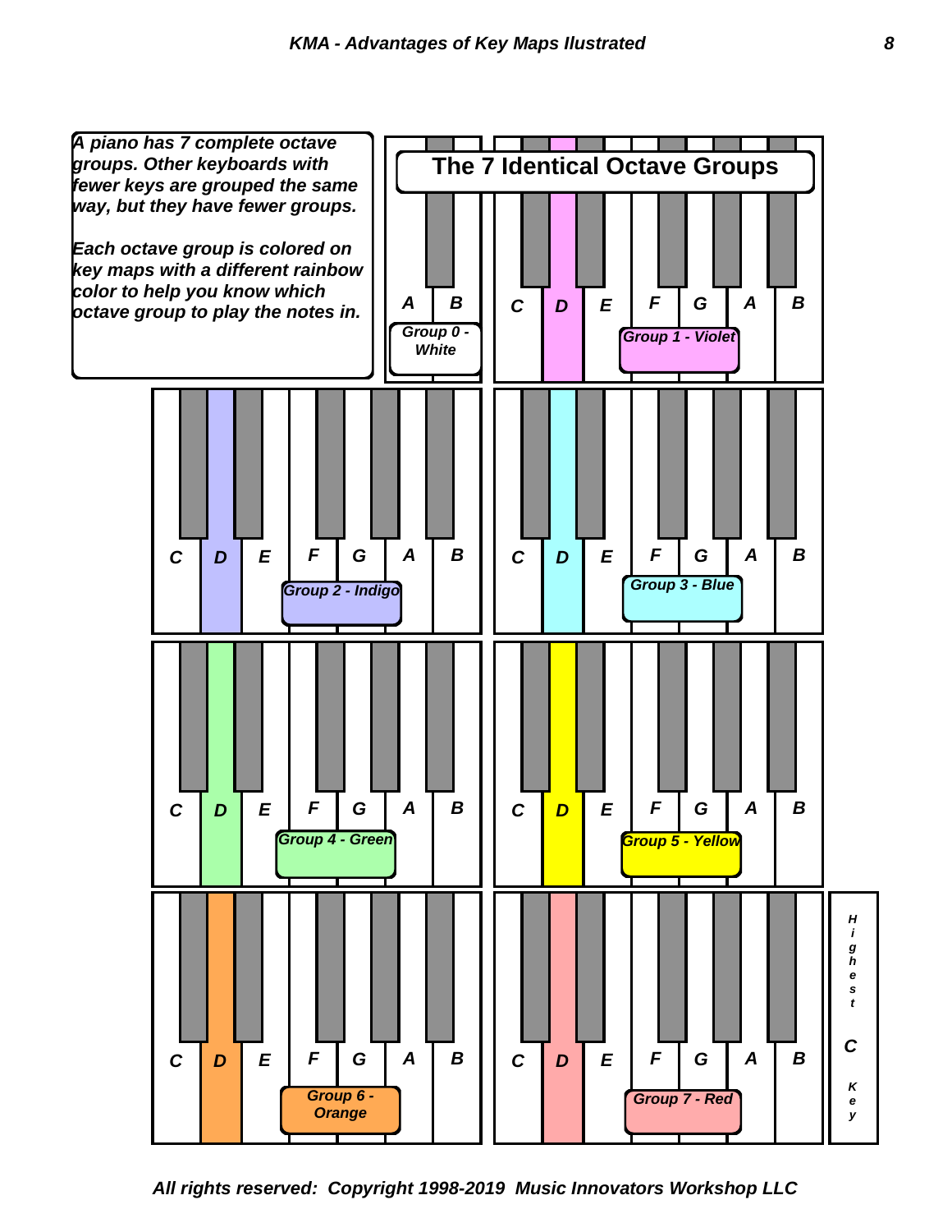*A piano has 7 complete octave groups. Other keyboards with fewer keys are grouped the same way, but they have fewer groups.*

*Each octave group is colored on key maps with a different rainbow color to help you know which octave group to play the notes in.*

## The 7 Identical Octave Groups

A B

Group 0 - White

C D E F G A B

Group 1 - Violet

C D E F G A B

Group 2 - Indigo

C D E F G A B

Group 3 - Blue

C D E F G A B

Group 4 - Green

C D E F G A B

Group 5 - Yellow

C D E F G A B

Group 6 - Orange

C D E F G A B

Group 7 - Red

Highest C Key

*All rights reserved: Copyright 1998-2019 Music Innovators Workshop LLC*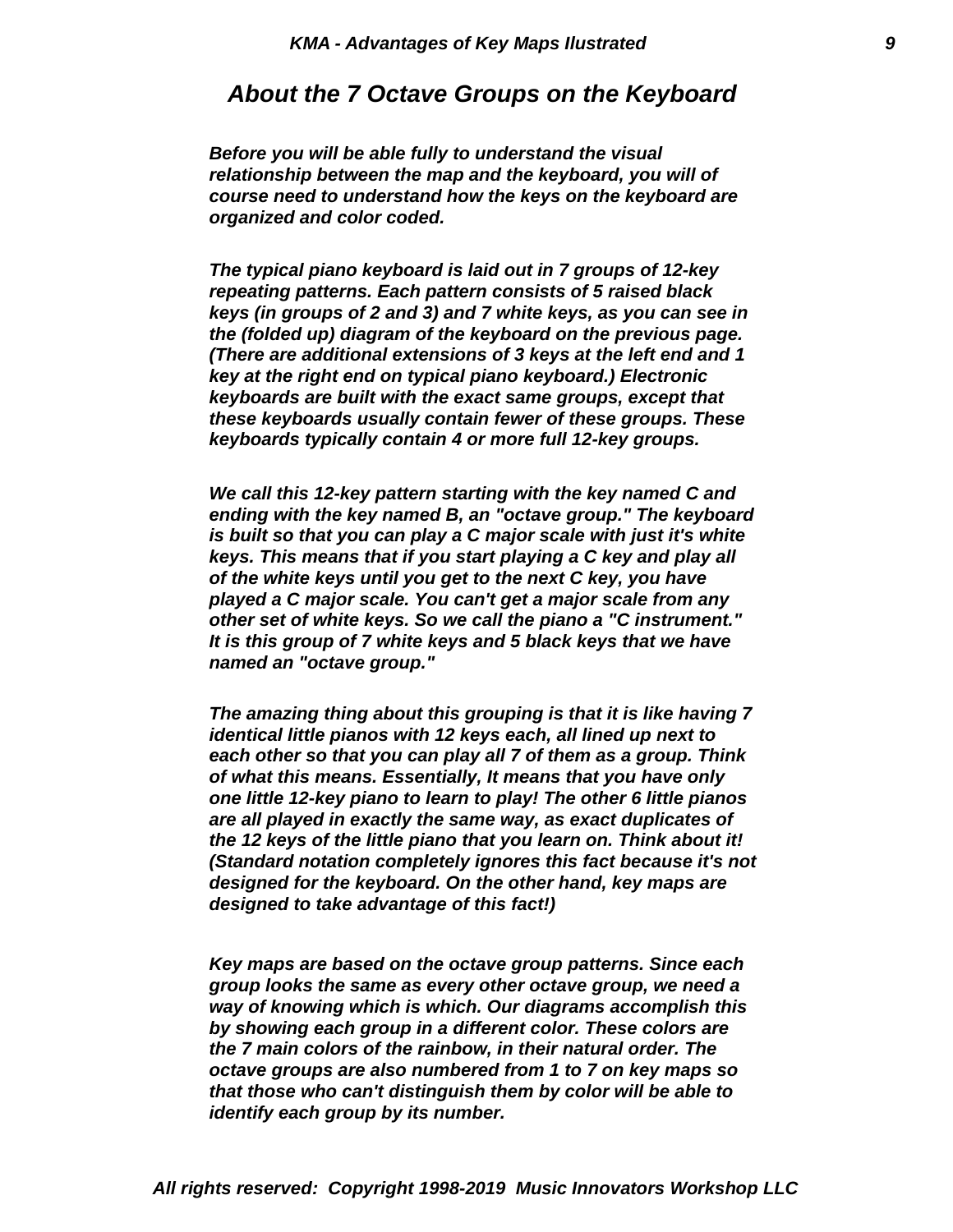## *About the 7 Octave Groups on the Keyboard*

***Before you will be able fully to understand the visual relationship between the map and the keyboard, you will of course need to understand how the keys on the keyboard are organized and color coded.***

***The typical piano keyboard is laid out in 7 groups of 12-key repeating patterns. Each pattern consists of 5 raised black keys (in groups of 2 and 3) and 7 white keys, as you can see in the (folded up) diagram of the keyboard on the previous page. (There are additional extensions of 3 keys at the left end and 1 key at the right end on typical piano keyboard.) Electronic keyboards are built with the exact same groups, except that these keyboards usually contain fewer of these groups. These keyboards typically contain 4 or more full 12-key groups.***

***We call this 12-key pattern starting with the key named C and ending with the key named B, an "octave group." The keyboard is built so that you can play a C major scale with just it's white keys. This means that if you start playing a C key and play all of the white keys until you get to the next C key, you have played a C major scale. You can't get a major scale from any other set of white keys. So we call the piano a "C instrument." It is this group of 7 white keys and 5 black keys that we have named an "octave group."***

***The amazing thing about this grouping is that it is like having 7 identical little pianos with 12 keys each, all lined up next to each other so that you can play all 7 of them as a group. Think of what this means. Essentially, It means that you have only one little 12-key piano to learn to play! The other 6 little pianos are all played in exactly the same way, as exact duplicates of the 12 keys of the little piano that you learn on. Think about it! (Standard notation completely ignores this fact because it's not designed for the keyboard. On the other hand, key maps are designed to take advantage of this fact!)***

***Key maps are based on the octave group patterns. Since each group looks the same as every other octave group, we need a way of knowing which is which. Our diagrams accomplish this by showing each group in a different color. These colors are the 7 main colors of the rainbow, in their natural order. The octave groups are also numbered from 1 to 7 on key maps so that those who can't distinguish them by color will be able to identify each group by its number.***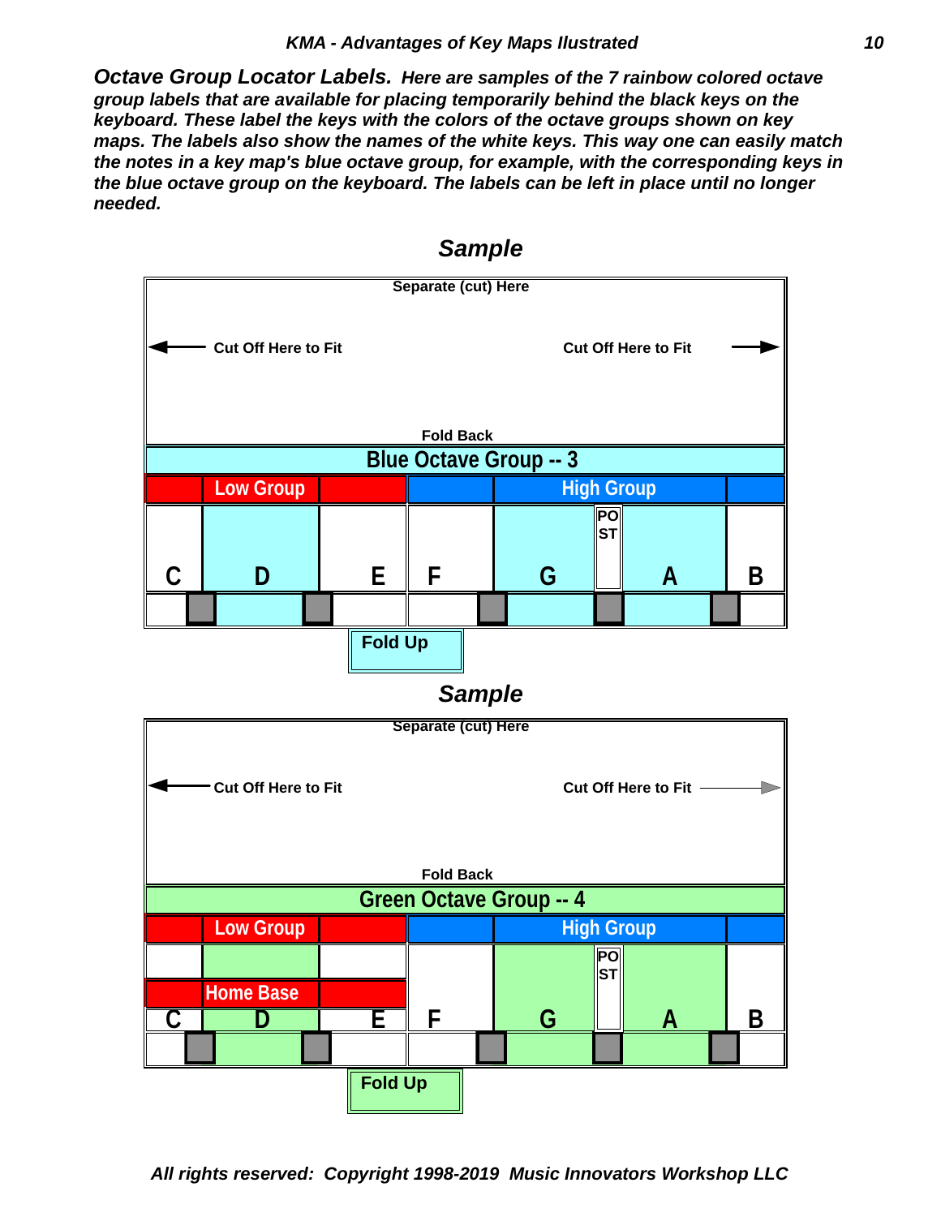***Octave Group Locator Labels.*** ***Here are samples of the 7 rainbow colored octave group labels that are available for placing temporarily behind the black keys on the keyboard. These label the keys with the colors of the octave groups shown on key maps. The labels also show the names of the white keys. This way one can easily match the notes in a key map's blue octave group, for example, with the corresponding keys in the blue octave group on the keyboard. The labels can be left in place until no longer needed.***

## *Sample*

**Separate (cut) Here**

**Cut Off Here to Fit** | **Cut Off Here to Fit**

**Fold Back**

**Blue Octave Group -- 3**

**Low Group** | **High Group**

**PO ST**

**C** **D** **E** **F** **G** **A** **B**

**Fold Up**

## *Sample*

**Separate (cut) Here**

**Cut Off Here to Fit** | **Cut Off Here to Fit**

**Fold Back**

**Green Octave Group -- 4**

**Low Group** | **High Group**

**PO ST**

**Home Base**

**C** **D** **E** **F** **G** **A** **B**

**Fold Up**

***All rights reserved: Copyright 1998-2019 Music Innovators Workshop LLC***